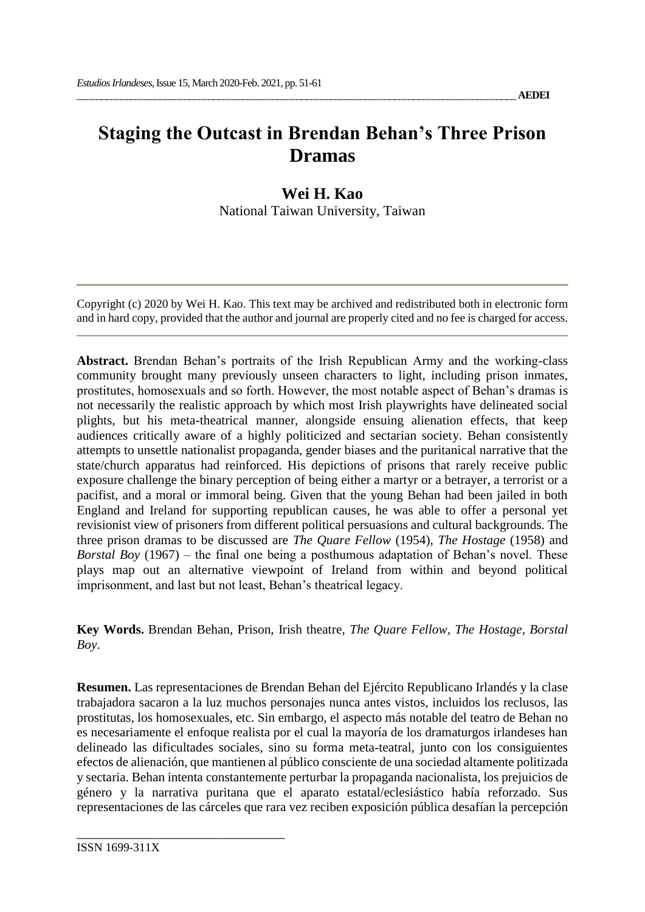# Staging the Outcast in Brendan Behan's Three Prison Dramas

**Wei H. Kao**
National Taiwan University, Taiwan

Copyright (c) 2020 by Wei H. Kao. This text may be archived and redistributed both in electronic form and in hard copy, provided that the author and journal are properly cited and no fee is charged for access.

**Abstract.** Brendan Behan's portraits of the Irish Republican Army and the working-class community brought many previously unseen characters to light, including prison inmates, prostitutes, homosexuals and so forth. However, the most notable aspect of Behan's dramas is not necessarily the realistic approach by which most Irish playwrights have delineated social plights, but his meta-theatrical manner, alongside ensuing alienation effects, that keep audiences critically aware of a highly politicized and sectarian society. Behan consistently attempts to unsettle nationalist propaganda, gender biases and the puritanical narrative that the state/church apparatus had reinforced. His depictions of prisons that rarely receive public exposure challenge the binary perception of being either a martyr or a betrayer, a terrorist or a pacifist, and a moral or immoral being. Given that the young Behan had been jailed in both England and Ireland for supporting republican causes, he was able to offer a personal yet revisionist view of prisoners from different political persuasions and cultural backgrounds. The three prison dramas to be discussed are *The Quare Fellow* (1954), *The Hostage* (1958) and *Borstal Boy* (1967) – the final one being a posthumous adaptation of Behan's novel. These plays map out an alternative viewpoint of Ireland from within and beyond political imprisonment, and last but not least, Behan's theatrical legacy.

**Key Words.** Brendan Behan, Prison, Irish theatre, *The Quare Fellow, The Hostage, Borstal Boy*.

**Resumen.** Las representaciones de Brendan Behan del Ejército Republicano Irlandés y la clase trabajadora sacaron a la luz muchos personajes nunca antes vistos, incluidos los reclusos, las prostitutas, los homosexuales, etc. Sin embargo, el aspecto más notable del teatro de Behan no es necesariamente el enfoque realista por el cual la mayoría de los dramaturgos irlandeses han delineado las dificultades sociales, sino su forma meta-teatral, junto con los consiguientes efectos de alienación, que mantienen al público consciente de una sociedad altamente politizada y sectaria. Behan intenta constantemente perturbar la propaganda nacionalista, los prejuicios de género y la narrativa puritana que el aparato estatal/eclesiástico había reforzado. Sus representaciones de las cárceles que rara vez reciben exposición pública desafían la percepción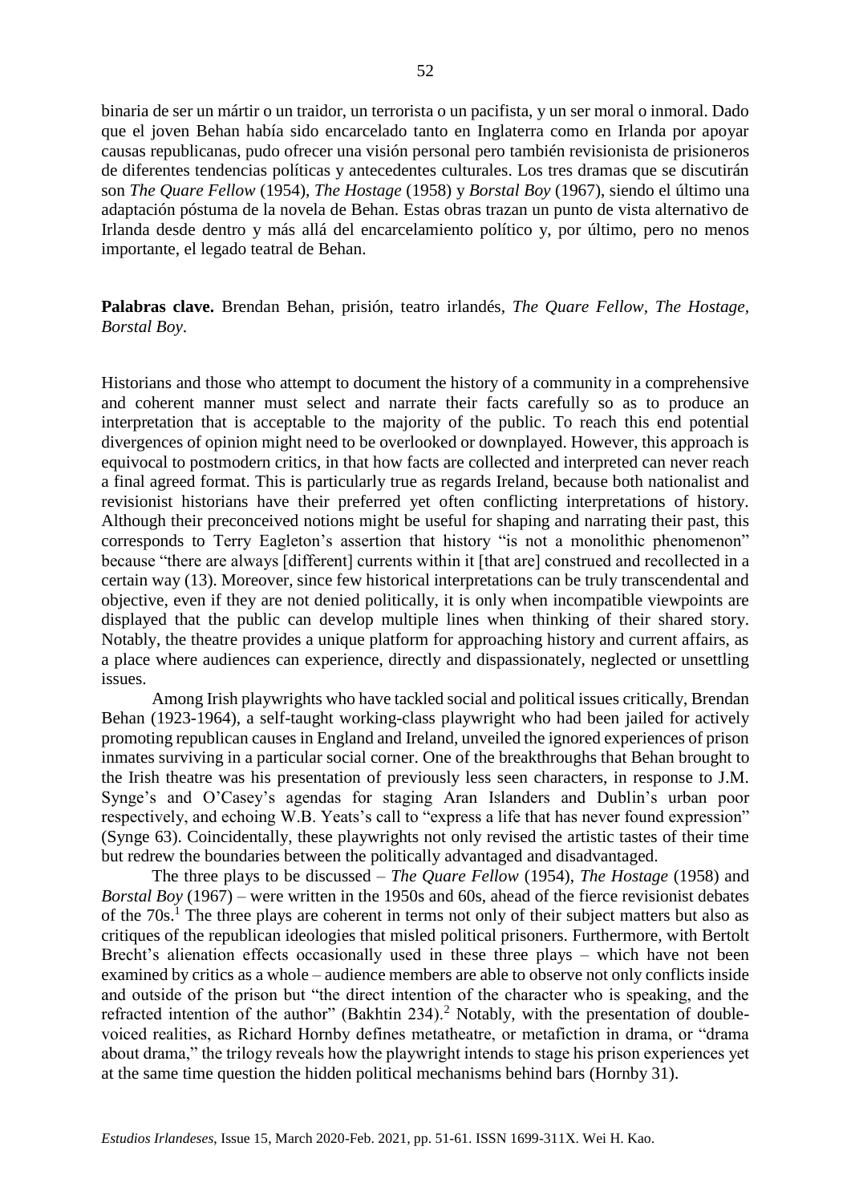binaria de ser un mártir o un traidor, un terrorista o un pacifista, y un ser moral o inmoral. Dado que el joven Behan había sido encarcelado tanto en Inglaterra como en Irlanda por apoyar causas republicanas, pudo ofrecer una visión personal pero también revisionista de prisioneros de diferentes tendencias políticas y antecedentes culturales. Los tres dramas que se discutirán son *The Quare Fellow* (1954), *The Hostage* (1958) y *Borstal Boy* (1967), siendo el último una adaptación póstuma de la novela de Behan. Estas obras trazan un punto de vista alternativo de Irlanda desde dentro y más allá del encarcelamiento político y, por último, pero no menos importante, el legado teatral de Behan.

**Palabras clave.** Brendan Behan, prisión, teatro irlandés, *The Quare Fellow*, *The Hostage*, *Borstal Boy*.

Historians and those who attempt to document the history of a community in a comprehensive and coherent manner must select and narrate their facts carefully so as to produce an interpretation that is acceptable to the majority of the public. To reach this end potential divergences of opinion might need to be overlooked or downplayed. However, this approach is equivocal to postmodern critics, in that how facts are collected and interpreted can never reach a final agreed format. This is particularly true as regards Ireland, because both nationalist and revisionist historians have their preferred yet often conflicting interpretations of history. Although their preconceived notions might be useful for shaping and narrating their past, this corresponds to Terry Eagleton's assertion that history "is not a monolithic phenomenon" because "there are always [different] currents within it [that are] construed and recollected in a certain way (13). Moreover, since few historical interpretations can be truly transcendental and objective, even if they are not denied politically, it is only when incompatible viewpoints are displayed that the public can develop multiple lines when thinking of their shared story. Notably, the theatre provides a unique platform for approaching history and current affairs, as a place where audiences can experience, directly and dispassionately, neglected or unsettling issues.

Among Irish playwrights who have tackled social and political issues critically, Brendan Behan (1923-1964), a self-taught working-class playwright who had been jailed for actively promoting republican causes in England and Ireland, unveiled the ignored experiences of prison inmates surviving in a particular social corner. One of the breakthroughs that Behan brought to the Irish theatre was his presentation of previously less seen characters, in response to J.M. Synge's and O'Casey's agendas for staging Aran Islanders and Dublin's urban poor respectively, and echoing W.B. Yeats's call to "express a life that has never found expression" (Synge 63). Coincidentally, these playwrights not only revised the artistic tastes of their time but redrew the boundaries between the politically advantaged and disadvantaged.

The three plays to be discussed – *The Quare Fellow* (1954), *The Hostage* (1958) and *Borstal Boy* (1967) – were written in the 1950s and 60s, ahead of the fierce revisionist debates of the 70s.[1] The three plays are coherent in terms not only of their subject matters but also as critiques of the republican ideologies that misled political prisoners. Furthermore, with Bertolt Brecht's alienation effects occasionally used in these three plays – which have not been examined by critics as a whole – audience members are able to observe not only conflicts inside and outside of the prison but "the direct intention of the character who is speaking, and the refracted intention of the author" (Bakhtin 234).[2] Notably, with the presentation of double-voiced realities, as Richard Hornby defines metatheatre, or metafiction in drama, or "drama about drama," the trilogy reveals how the playwright intends to stage his prison experiences yet at the same time question the hidden political mechanisms behind bars (Hornby 31).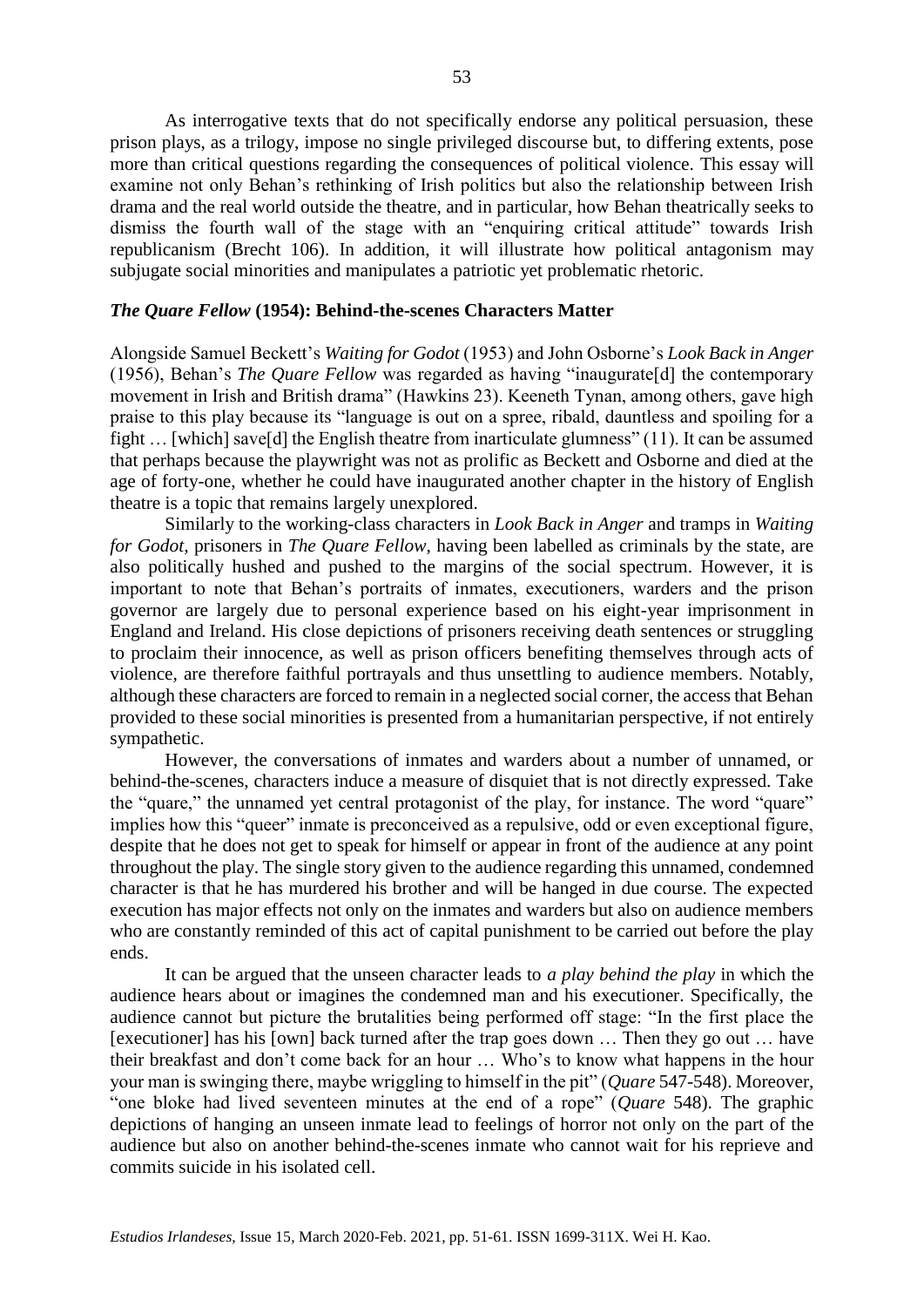As interrogative texts that do not specifically endorse any political persuasion, these prison plays, as a trilogy, impose no single privileged discourse but, to differing extents, pose more than critical questions regarding the consequences of political violence. This essay will examine not only Behan's rethinking of Irish politics but also the relationship between Irish drama and the real world outside the theatre, and in particular, how Behan theatrically seeks to dismiss the fourth wall of the stage with an "enquiring critical attitude" towards Irish republicanism (Brecht 106). In addition, it will illustrate how political antagonism may subjugate social minorities and manipulates a patriotic yet problematic rhetoric.

### *The Quare Fellow* (1954): Behind-the-scenes Characters Matter

Alongside Samuel Beckett's *Waiting for Godot* (1953) and John Osborne's *Look Back in Anger* (1956), Behan's *The Quare Fellow* was regarded as having "inaugurate[d] the contemporary movement in Irish and British drama" (Hawkins 23). Keeneth Tynan, among others, gave high praise to this play because its "language is out on a spree, ribald, dauntless and spoiling for a fight … [which] save[d] the English theatre from inarticulate glumness" (11). It can be assumed that perhaps because the playwright was not as prolific as Beckett and Osborne and died at the age of forty-one, whether he could have inaugurated another chapter in the history of English theatre is a topic that remains largely unexplored.

Similarly to the working-class characters in *Look Back in Anger* and tramps in *Waiting for Godot*, prisoners in *The Quare Fellow*, having been labelled as criminals by the state, are also politically hushed and pushed to the margins of the social spectrum. However, it is important to note that Behan's portraits of inmates, executioners, warders and the prison governor are largely due to personal experience based on his eight-year imprisonment in England and Ireland. His close depictions of prisoners receiving death sentences or struggling to proclaim their innocence, as well as prison officers benefiting themselves through acts of violence, are therefore faithful portrayals and thus unsettling to audience members. Notably, although these characters are forced to remain in a neglected social corner, the access that Behan provided to these social minorities is presented from a humanitarian perspective, if not entirely sympathetic.

However, the conversations of inmates and warders about a number of unnamed, or behind-the-scenes, characters induce a measure of disquiet that is not directly expressed. Take the "quare," the unnamed yet central protagonist of the play, for instance. The word "quare" implies how this "queer" inmate is preconceived as a repulsive, odd or even exceptional figure, despite that he does not get to speak for himself or appear in front of the audience at any point throughout the play. The single story given to the audience regarding this unnamed, condemned character is that he has murdered his brother and will be hanged in due course. The expected execution has major effects not only on the inmates and warders but also on audience members who are constantly reminded of this act of capital punishment to be carried out before the play ends.

It can be argued that the unseen character leads to *a play behind the play* in which the audience hears about or imagines the condemned man and his executioner. Specifically, the audience cannot but picture the brutalities being performed off stage: "In the first place the [executioner] has his [own] back turned after the trap goes down … Then they go out … have their breakfast and don't come back for an hour … Who's to know what happens in the hour your man is swinging there, maybe wriggling to himself in the pit" (*Quare* 547-548). Moreover, "one bloke had lived seventeen minutes at the end of a rope" (*Quare* 548). The graphic depictions of hanging an unseen inmate lead to feelings of horror not only on the part of the audience but also on another behind-the-scenes inmate who cannot wait for his reprieve and commits suicide in his isolated cell.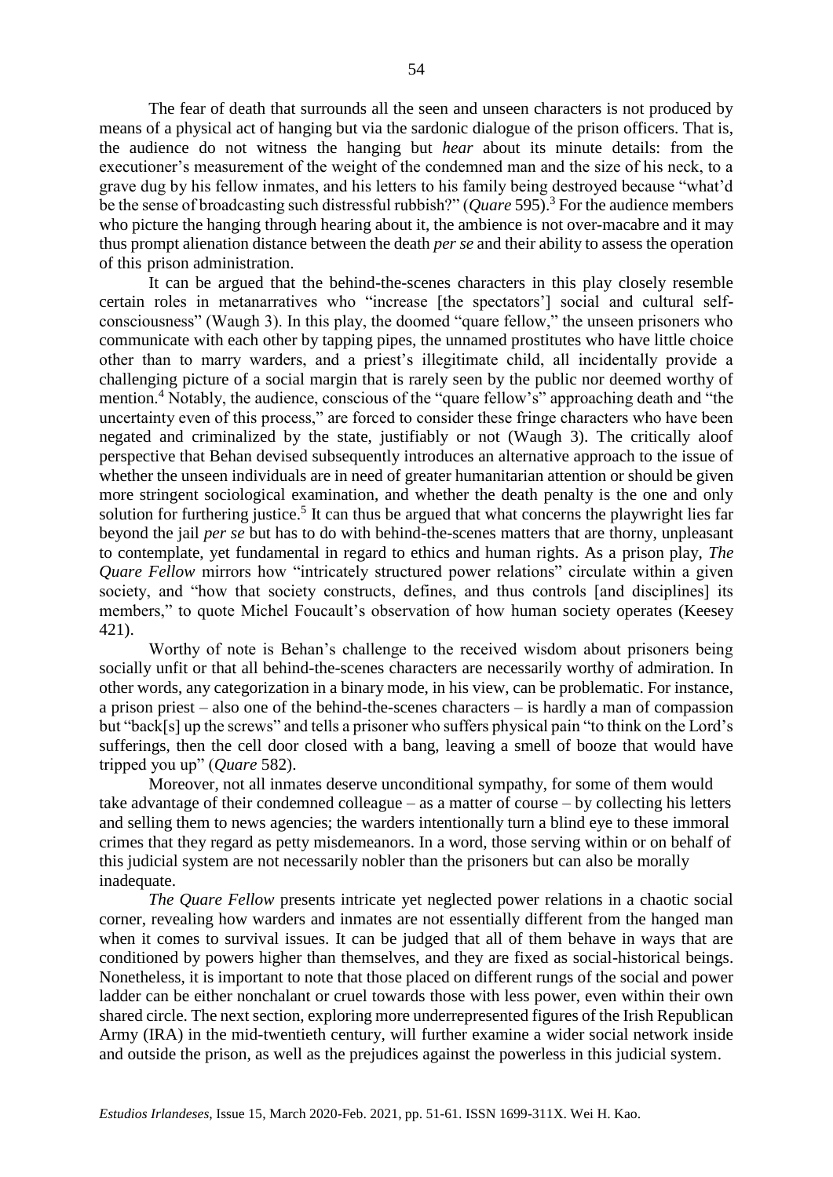The fear of death that surrounds all the seen and unseen characters is not produced by means of a physical act of hanging but via the sardonic dialogue of the prison officers. That is, the audience do not witness the hanging but *hear* about its minute details: from the executioner's measurement of the weight of the condemned man and the size of his neck, to a grave dug by his fellow inmates, and his letters to his family being destroyed because "what'd be the sense of broadcasting such distressful rubbish?" (*Quare* 595).[3] For the audience members who picture the hanging through hearing about it, the ambience is not over-macabre and it may thus prompt alienation distance between the death *per se* and their ability to assess the operation of this prison administration.

It can be argued that the behind-the-scenes characters in this play closely resemble certain roles in metanarratives who "increase [the spectators'] social and cultural self-consciousness" (Waugh 3). In this play, the doomed "quare fellow," the unseen prisoners who communicate with each other by tapping pipes, the unnamed prostitutes who have little choice other than to marry warders, and a priest's illegitimate child, all incidentally provide a challenging picture of a social margin that is rarely seen by the public nor deemed worthy of mention.[4] Notably, the audience, conscious of the "quare fellow's" approaching death and "the uncertainty even of this process," are forced to consider these fringe characters who have been negated and criminalized by the state, justifiably or not (Waugh 3). The critically aloof perspective that Behan devised subsequently introduces an alternative approach to the issue of whether the unseen individuals are in need of greater humanitarian attention or should be given more stringent sociological examination, and whether the death penalty is the one and only solution for furthering justice.[5] It can thus be argued that what concerns the playwright lies far beyond the jail *per se* but has to do with behind-the-scenes matters that are thorny, unpleasant to contemplate, yet fundamental in regard to ethics and human rights. As a prison play, *The Quare Fellow* mirrors how "intricately structured power relations" circulate within a given society, and "how that society constructs, defines, and thus controls [and disciplines] its members," to quote Michel Foucault's observation of how human society operates (Keesey 421).

Worthy of note is Behan's challenge to the received wisdom about prisoners being socially unfit or that all behind-the-scenes characters are necessarily worthy of admiration. In other words, any categorization in a binary mode, in his view, can be problematic. For instance, a prison priest – also one of the behind-the-scenes characters – is hardly a man of compassion but "back[s] up the screws" and tells a prisoner who suffers physical pain "to think on the Lord's sufferings, then the cell door closed with a bang, leaving a smell of booze that would have tripped you up" (*Quare* 582).

Moreover, not all inmates deserve unconditional sympathy, for some of them would take advantage of their condemned colleague – as a matter of course – by collecting his letters and selling them to news agencies; the warders intentionally turn a blind eye to these immoral crimes that they regard as petty misdemeanors. In a word, those serving within or on behalf of this judicial system are not necessarily nobler than the prisoners but can also be morally inadequate.

*The Quare Fellow* presents intricate yet neglected power relations in a chaotic social corner, revealing how warders and inmates are not essentially different from the hanged man when it comes to survival issues. It can be judged that all of them behave in ways that are conditioned by powers higher than themselves, and they are fixed as social-historical beings. Nonetheless, it is important to note that those placed on different rungs of the social and power ladder can be either nonchalant or cruel towards those with less power, even within their own shared circle. The next section, exploring more underrepresented figures of the Irish Republican Army (IRA) in the mid-twentieth century, will further examine a wider social network inside and outside the prison, as well as the prejudices against the powerless in this judicial system.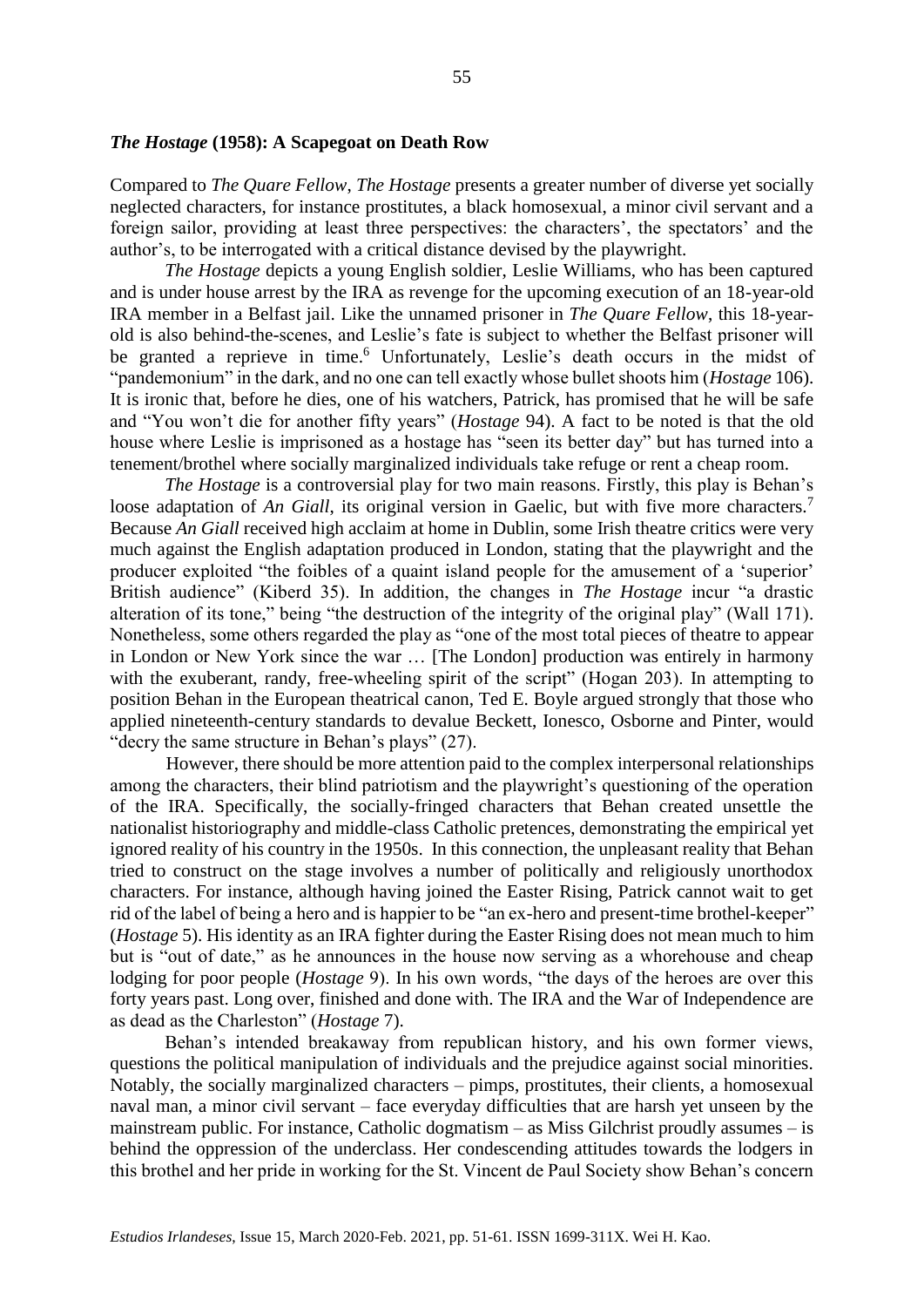### *The Hostage* (1958): A Scapegoat on Death Row

Compared to *The Quare Fellow*, *The Hostage* presents a greater number of diverse yet socially neglected characters, for instance prostitutes, a black homosexual, a minor civil servant and a foreign sailor, providing at least three perspectives: the characters', the spectators' and the author's, to be interrogated with a critical distance devised by the playwright.

*The Hostage* depicts a young English soldier, Leslie Williams, who has been captured and is under house arrest by the IRA as revenge for the upcoming execution of an 18-year-old IRA member in a Belfast jail. Like the unnamed prisoner in *The Quare Fellow*, this 18-year-old is also behind-the-scenes, and Leslie's fate is subject to whether the Belfast prisoner will be granted a reprieve in time.[6] Unfortunately, Leslie's death occurs in the midst of "pandemonium" in the dark, and no one can tell exactly whose bullet shoots him (*Hostage* 106). It is ironic that, before he dies, one of his watchers, Patrick, has promised that he will be safe and "You won't die for another fifty years" (*Hostage* 94). A fact to be noted is that the old house where Leslie is imprisoned as a hostage has "seen its better day" but has turned into a tenement/brothel where socially marginalized individuals take refuge or rent a cheap room.

*The Hostage* is a controversial play for two main reasons. Firstly, this play is Behan's loose adaptation of *An Giall*, its original version in Gaelic, but with five more characters.[7] Because *An Giall* received high acclaim at home in Dublin, some Irish theatre critics were very much against the English adaptation produced in London, stating that the playwright and the producer exploited "the foibles of a quaint island people for the amusement of a 'superior' British audience" (Kiberd 35). In addition, the changes in *The Hostage* incur "a drastic alteration of its tone," being "the destruction of the integrity of the original play" (Wall 171). Nonetheless, some others regarded the play as "one of the most total pieces of theatre to appear in London or New York since the war … [The London] production was entirely in harmony with the exuberant, randy, free-wheeling spirit of the script" (Hogan 203). In attempting to position Behan in the European theatrical canon, Ted E. Boyle argued strongly that those who applied nineteenth-century standards to devalue Beckett, Ionesco, Osborne and Pinter, would "decry the same structure in Behan's plays" (27).

However, there should be more attention paid to the complex interpersonal relationships among the characters, their blind patriotism and the playwright's questioning of the operation of the IRA. Specifically, the socially-fringed characters that Behan created unsettle the nationalist historiography and middle-class Catholic pretences, demonstrating the empirical yet ignored reality of his country in the 1950s. In this connection, the unpleasant reality that Behan tried to construct on the stage involves a number of politically and religiously unorthodox characters. For instance, although having joined the Easter Rising, Patrick cannot wait to get rid of the label of being a hero and is happier to be "an ex-hero and present-time brothel-keeper" (*Hostage* 5). His identity as an IRA fighter during the Easter Rising does not mean much to him but is "out of date," as he announces in the house now serving as a whorehouse and cheap lodging for poor people (*Hostage* 9). In his own words, "the days of the heroes are over this forty years past. Long over, finished and done with. The IRA and the War of Independence are as dead as the Charleston" (*Hostage* 7).

Behan's intended breakaway from republican history, and his own former views, questions the political manipulation of individuals and the prejudice against social minorities. Notably, the socially marginalized characters – pimps, prostitutes, their clients, a homosexual naval man, a minor civil servant – face everyday difficulties that are harsh yet unseen by the mainstream public. For instance, Catholic dogmatism – as Miss Gilchrist proudly assumes – is behind the oppression of the underclass. Her condescending attitudes towards the lodgers in this brothel and her pride in working for the St. Vincent de Paul Society show Behan's concern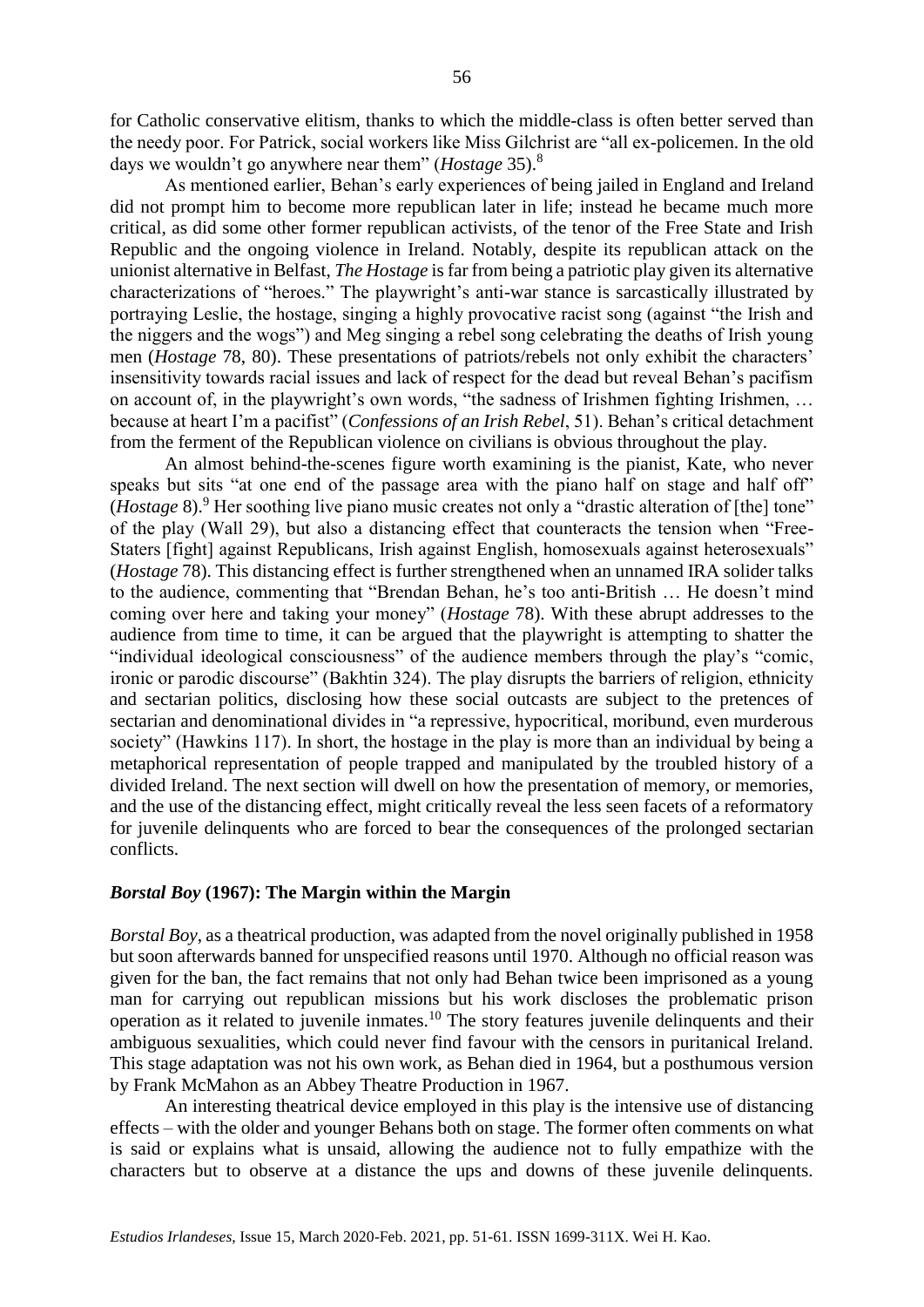for Catholic conservative elitism, thanks to which the middle-class is often better served than the needy poor. For Patrick, social workers like Miss Gilchrist are "all ex-policemen. In the old days we wouldn't go anywhere near them" (*Hostage* 35).[8]

As mentioned earlier, Behan's early experiences of being jailed in England and Ireland did not prompt him to become more republican later in life; instead he became much more critical, as did some other former republican activists, of the tenor of the Free State and Irish Republic and the ongoing violence in Ireland. Notably, despite its republican attack on the unionist alternative in Belfast, *The Hostage* is far from being a patriotic play given its alternative characterizations of "heroes." The playwright's anti-war stance is sarcastically illustrated by portraying Leslie, the hostage, singing a highly provocative racist song (against "the Irish and the niggers and the wogs") and Meg singing a rebel song celebrating the deaths of Irish young men (*Hostage* 78, 80). These presentations of patriots/rebels not only exhibit the characters' insensitivity towards racial issues and lack of respect for the dead but reveal Behan's pacifism on account of, in the playwright's own words, "the sadness of Irishmen fighting Irishmen, … because at heart I'm a pacifist" (*Confessions of an Irish Rebel*, 51). Behan's critical detachment from the ferment of the Republican violence on civilians is obvious throughout the play.

An almost behind-the-scenes figure worth examining is the pianist, Kate, who never speaks but sits "at one end of the passage area with the piano half on stage and half off" (*Hostage* 8).[9] Her soothing live piano music creates not only a "drastic alteration of [the] tone" of the play (Wall 29), but also a distancing effect that counteracts the tension when "Free-Staters [fight] against Republicans, Irish against English, homosexuals against heterosexuals" (*Hostage* 78). This distancing effect is further strengthened when an unnamed IRA solider talks to the audience, commenting that "Brendan Behan, he's too anti-British … He doesn't mind coming over here and taking your money" (*Hostage* 78). With these abrupt addresses to the audience from time to time, it can be argued that the playwright is attempting to shatter the "individual ideological consciousness" of the audience members through the play's "comic, ironic or parodic discourse" (Bakhtin 324). The play disrupts the barriers of religion, ethnicity and sectarian politics, disclosing how these social outcasts are subject to the pretences of sectarian and denominational divides in "a repressive, hypocritical, moribund, even murderous society" (Hawkins 117). In short, the hostage in the play is more than an individual by being a metaphorical representation of people trapped and manipulated by the troubled history of a divided Ireland. The next section will dwell on how the presentation of memory, or memories, and the use of the distancing effect, might critically reveal the less seen facets of a reformatory for juvenile delinquents who are forced to bear the consequences of the prolonged sectarian conflicts.

### *Borstal Boy* (1967): The Margin within the Margin

*Borstal Boy*, as a theatrical production, was adapted from the novel originally published in 1958 but soon afterwards banned for unspecified reasons until 1970. Although no official reason was given for the ban, the fact remains that not only had Behan twice been imprisoned as a young man for carrying out republican missions but his work discloses the problematic prison operation as it related to juvenile inmates.[10] The story features juvenile delinquents and their ambiguous sexualities, which could never find favour with the censors in puritanical Ireland. This stage adaptation was not his own work, as Behan died in 1964, but a posthumous version by Frank McMahon as an Abbey Theatre Production in 1967.

An interesting theatrical device employed in this play is the intensive use of distancing effects – with the older and younger Behans both on stage. The former often comments on what is said or explains what is unsaid, allowing the audience not to fully empathize with the characters but to observe at a distance the ups and downs of these juvenile delinquents.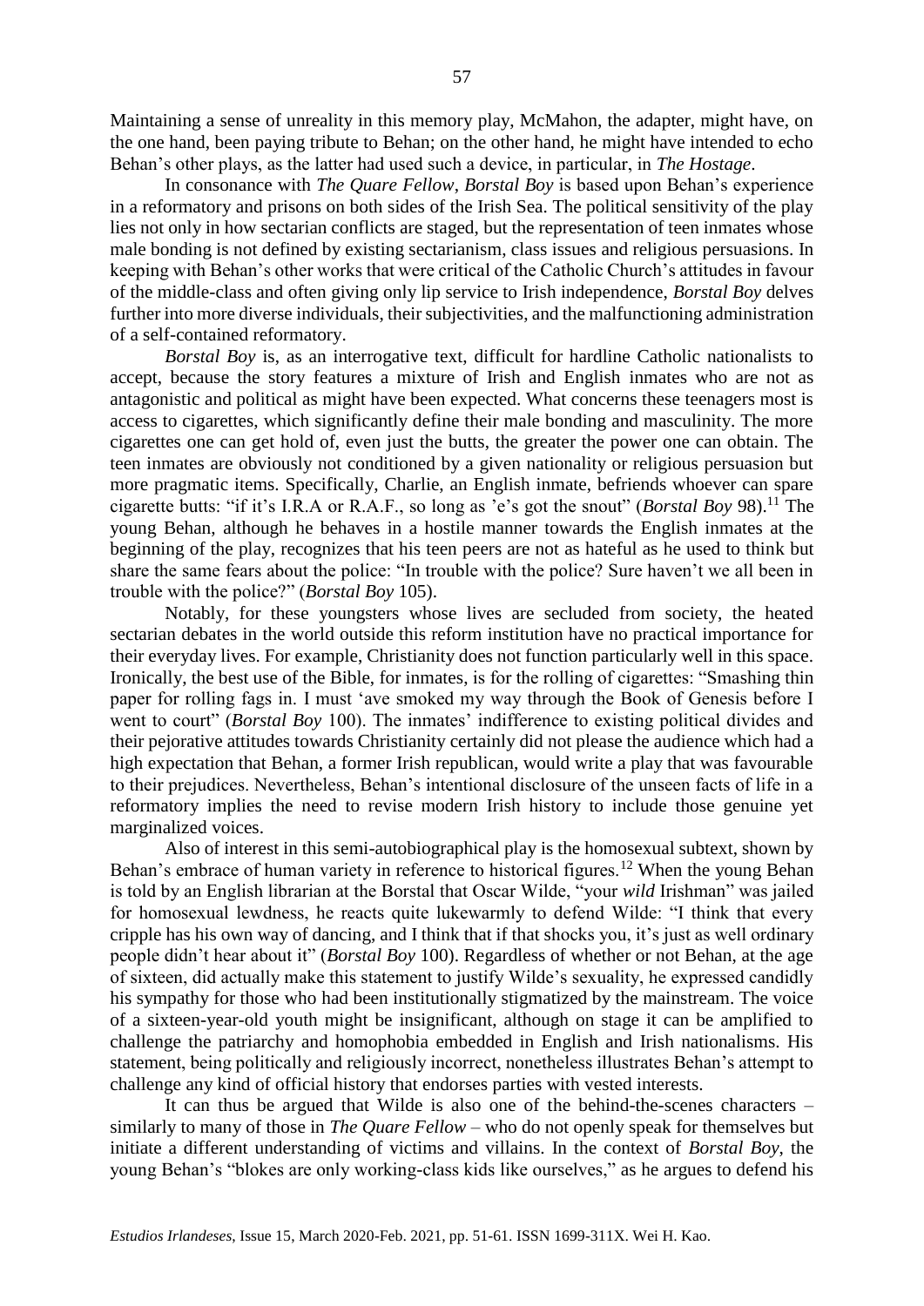Maintaining a sense of unreality in this memory play, McMahon, the adapter, might have, on the one hand, been paying tribute to Behan; on the other hand, he might have intended to echo Behan's other plays, as the latter had used such a device, in particular, in *The Hostage*.

In consonance with *The Quare Fellow*, *Borstal Boy* is based upon Behan's experience in a reformatory and prisons on both sides of the Irish Sea. The political sensitivity of the play lies not only in how sectarian conflicts are staged, but the representation of teen inmates whose male bonding is not defined by existing sectarianism, class issues and religious persuasions. In keeping with Behan's other works that were critical of the Catholic Church's attitudes in favour of the middle-class and often giving only lip service to Irish independence, *Borstal Boy* delves further into more diverse individuals, their subjectivities, and the malfunctioning administration of a self-contained reformatory.

*Borstal Boy* is, as an interrogative text, difficult for hardline Catholic nationalists to accept, because the story features a mixture of Irish and English inmates who are not as antagonistic and political as might have been expected. What concerns these teenagers most is access to cigarettes, which significantly define their male bonding and masculinity. The more cigarettes one can get hold of, even just the butts, the greater the power one can obtain. The teen inmates are obviously not conditioned by a given nationality or religious persuasion but more pragmatic items. Specifically, Charlie, an English inmate, befriends whoever can spare cigarette butts: "if it's I.R.A or R.A.F., so long as 'e's got the snout" (*Borstal Boy* 98).[11] The young Behan, although he behaves in a hostile manner towards the English inmates at the beginning of the play, recognizes that his teen peers are not as hateful as he used to think but share the same fears about the police: "In trouble with the police? Sure haven't we all been in trouble with the police?" (*Borstal Boy* 105).

Notably, for these youngsters whose lives are secluded from society, the heated sectarian debates in the world outside this reform institution have no practical importance for their everyday lives. For example, Christianity does not function particularly well in this space. Ironically, the best use of the Bible, for inmates, is for the rolling of cigarettes: "Smashing thin paper for rolling fags in. I must 'ave smoked my way through the Book of Genesis before I went to court" (*Borstal Boy* 100). The inmates' indifference to existing political divides and their pejorative attitudes towards Christianity certainly did not please the audience which had a high expectation that Behan, a former Irish republican, would write a play that was favourable to their prejudices. Nevertheless, Behan's intentional disclosure of the unseen facts of life in a reformatory implies the need to revise modern Irish history to include those genuine yet marginalized voices.

Also of interest in this semi-autobiographical play is the homosexual subtext, shown by Behan's embrace of human variety in reference to historical figures.[12] When the young Behan is told by an English librarian at the Borstal that Oscar Wilde, "your *wild* Irishman" was jailed for homosexual lewdness, he reacts quite lukewarmly to defend Wilde: "I think that every cripple has his own way of dancing, and I think that if that shocks you, it's just as well ordinary people didn't hear about it" (*Borstal Boy* 100). Regardless of whether or not Behan, at the age of sixteen, did actually make this statement to justify Wilde's sexuality, he expressed candidly his sympathy for those who had been institutionally stigmatized by the mainstream. The voice of a sixteen-year-old youth might be insignificant, although on stage it can be amplified to challenge the patriarchy and homophobia embedded in English and Irish nationalisms. His statement, being politically and religiously incorrect, nonetheless illustrates Behan's attempt to challenge any kind of official history that endorses parties with vested interests.

It can thus be argued that Wilde is also one of the behind-the-scenes characters – similarly to many of those in *The Quare Fellow* – who do not openly speak for themselves but initiate a different understanding of victims and villains. In the context of *Borstal Boy*, the young Behan's "blokes are only working-class kids like ourselves," as he argues to defend his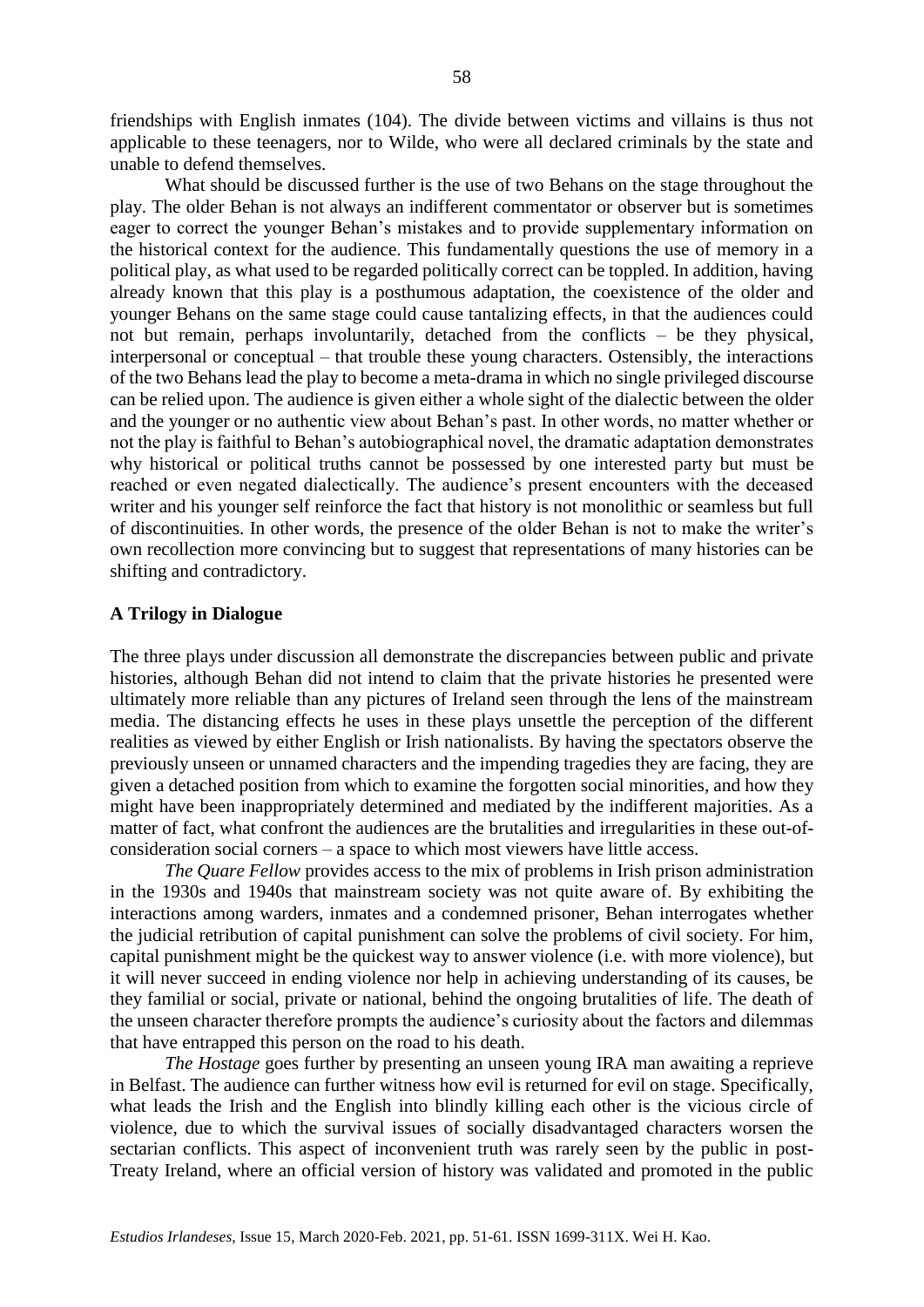friendships with English inmates (104). The divide between victims and villains is thus not applicable to these teenagers, nor to Wilde, who were all declared criminals by the state and unable to defend themselves.

What should be discussed further is the use of two Behans on the stage throughout the play. The older Behan is not always an indifferent commentator or observer but is sometimes eager to correct the younger Behan's mistakes and to provide supplementary information on the historical context for the audience. This fundamentally questions the use of memory in a political play, as what used to be regarded politically correct can be toppled. In addition, having already known that this play is a posthumous adaptation, the coexistence of the older and younger Behans on the same stage could cause tantalizing effects, in that the audiences could not but remain, perhaps involuntarily, detached from the conflicts – be they physical, interpersonal or conceptual – that trouble these young characters. Ostensibly, the interactions of the two Behans lead the play to become a meta-drama in which no single privileged discourse can be relied upon. The audience is given either a whole sight of the dialectic between the older and the younger or no authentic view about Behan's past. In other words, no matter whether or not the play is faithful to Behan's autobiographical novel, the dramatic adaptation demonstrates why historical or political truths cannot be possessed by one interested party but must be reached or even negated dialectically. The audience's present encounters with the deceased writer and his younger self reinforce the fact that history is not monolithic or seamless but full of discontinuities. In other words, the presence of the older Behan is not to make the writer's own recollection more convincing but to suggest that representations of many histories can be shifting and contradictory.

## A Trilogy in Dialogue

The three plays under discussion all demonstrate the discrepancies between public and private histories, although Behan did not intend to claim that the private histories he presented were ultimately more reliable than any pictures of Ireland seen through the lens of the mainstream media. The distancing effects he uses in these plays unsettle the perception of the different realities as viewed by either English or Irish nationalists. By having the spectators observe the previously unseen or unnamed characters and the impending tragedies they are facing, they are given a detached position from which to examine the forgotten social minorities, and how they might have been inappropriately determined and mediated by the indifferent majorities. As a matter of fact, what confront the audiences are the brutalities and irregularities in these out-of-consideration social corners – a space to which most viewers have little access.

*The Quare Fellow* provides access to the mix of problems in Irish prison administration in the 1930s and 1940s that mainstream society was not quite aware of. By exhibiting the interactions among warders, inmates and a condemned prisoner, Behan interrogates whether the judicial retribution of capital punishment can solve the problems of civil society. For him, capital punishment might be the quickest way to answer violence (i.e. with more violence), but it will never succeed in ending violence nor help in achieving understanding of its causes, be they familial or social, private or national, behind the ongoing brutalities of life. The death of the unseen character therefore prompts the audience's curiosity about the factors and dilemmas that have entrapped this person on the road to his death.

*The Hostage* goes further by presenting an unseen young IRA man awaiting a reprieve in Belfast. The audience can further witness how evil is returned for evil on stage. Specifically, what leads the Irish and the English into blindly killing each other is the vicious circle of violence, due to which the survival issues of socially disadvantaged characters worsen the sectarian conflicts. This aspect of inconvenient truth was rarely seen by the public in post-Treaty Ireland, where an official version of history was validated and promoted in the public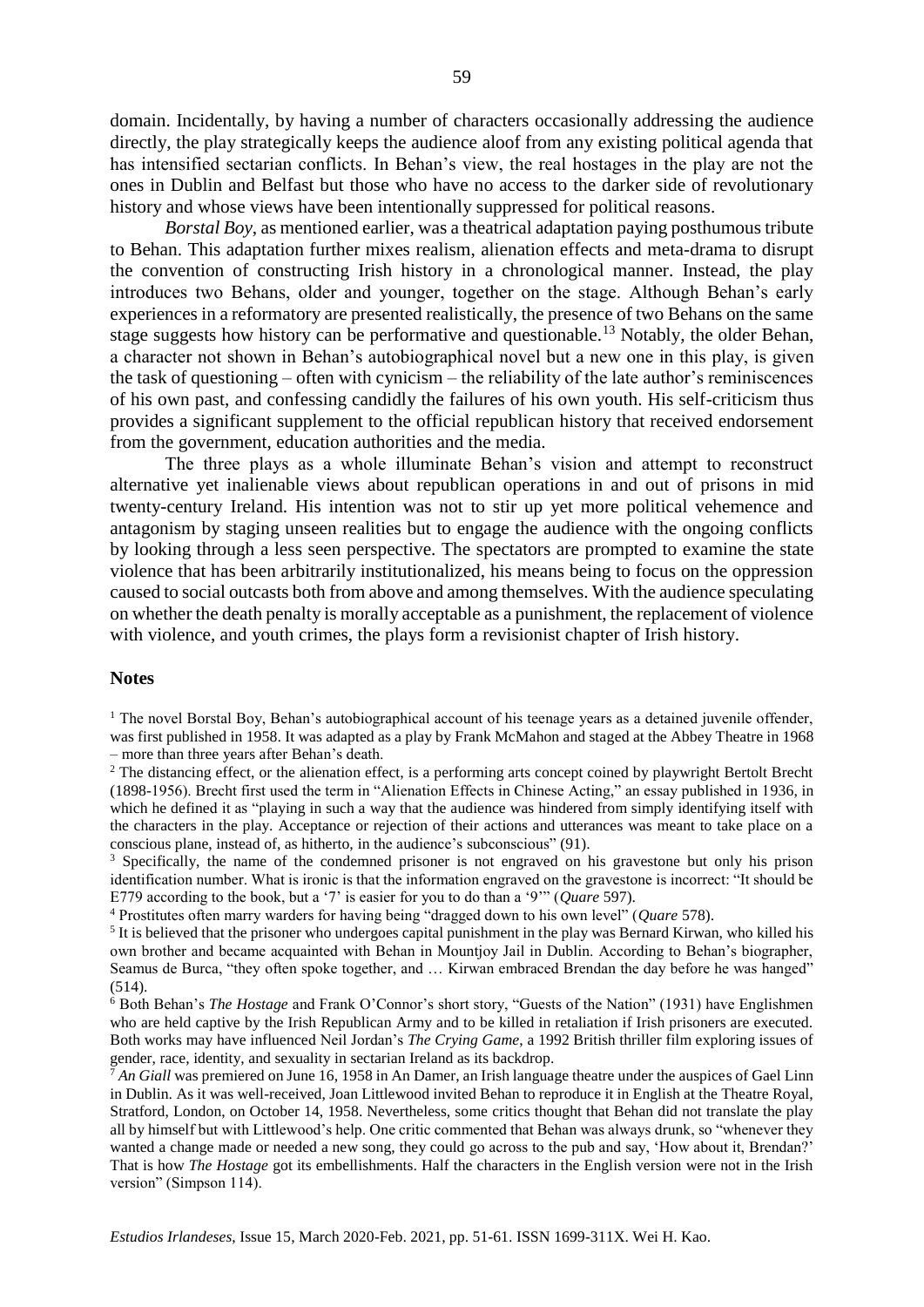domain. Incidentally, by having a number of characters occasionally addressing the audience directly, the play strategically keeps the audience aloof from any existing political agenda that has intensified sectarian conflicts. In Behan's view, the real hostages in the play are not the ones in Dublin and Belfast but those who have no access to the darker side of revolutionary history and whose views have been intentionally suppressed for political reasons.

*Borstal Boy*, as mentioned earlier, was a theatrical adaptation paying posthumous tribute to Behan. This adaptation further mixes realism, alienation effects and meta-drama to disrupt the convention of constructing Irish history in a chronological manner. Instead, the play introduces two Behans, older and younger, together on the stage. Although Behan's early experiences in a reformatory are presented realistically, the presence of two Behans on the same stage suggests how history can be performative and questionable.[13] Notably, the older Behan, a character not shown in Behan's autobiographical novel but a new one in this play, is given the task of questioning – often with cynicism – the reliability of the late author's reminiscences of his own past, and confessing candidly the failures of his own youth. His self-criticism thus provides a significant supplement to the official republican history that received endorsement from the government, education authorities and the media.

The three plays as a whole illuminate Behan's vision and attempt to reconstruct alternative yet inalienable views about republican operations in and out of prisons in mid twenty-century Ireland. His intention was not to stir up yet more political vehemence and antagonism by staging unseen realities but to engage the audience with the ongoing conflicts by looking through a less seen perspective. The spectators are prompted to examine the state violence that has been arbitrarily institutionalized, his means being to focus on the oppression caused to social outcasts both from above and among themselves. With the audience speculating on whether the death penalty is morally acceptable as a punishment, the replacement of violence with violence, and youth crimes, the plays form a revisionist chapter of Irish history.

## Notes

[1] The novel Borstal Boy, Behan's autobiographical account of his teenage years as a detained juvenile offender, was first published in 1958. It was adapted as a play by Frank McMahon and staged at the Abbey Theatre in 1968 – more than three years after Behan's death.

[2] The distancing effect, or the alienation effect, is a performing arts concept coined by playwright Bertolt Brecht (1898-1956). Brecht first used the term in "Alienation Effects in Chinese Acting," an essay published in 1936, in which he defined it as "playing in such a way that the audience was hindered from simply identifying itself with the characters in the play. Acceptance or rejection of their actions and utterances was meant to take place on a conscious plane, instead of, as hitherto, in the audience's subconscious" (91).

[3] Specifically, the name of the condemned prisoner is not engraved on his gravestone but only his prison identification number. What is ironic is that the information engraved on the gravestone is incorrect: "It should be E779 according to the book, but a '7' is easier for you to do than a '9'" (*Quare* 597).

[4] Prostitutes often marry warders for having being "dragged down to his own level" (*Quare* 578).

[5] It is believed that the prisoner who undergoes capital punishment in the play was Bernard Kirwan, who killed his own brother and became acquainted with Behan in Mountjoy Jail in Dublin. According to Behan's biographer, Seamus de Burca, "they often spoke together, and … Kirwan embraced Brendan the day before he was hanged" (514).

[6] Both Behan's *The Hostage* and Frank O'Connor's short story, "Guests of the Nation" (1931) have Englishmen who are held captive by the Irish Republican Army and to be killed in retaliation if Irish prisoners are executed. Both works may have influenced Neil Jordan's *The Crying Game*, a 1992 British thriller film exploring issues of gender, race, identity, and sexuality in sectarian Ireland as its backdrop.

[7] *An Giall* was premiered on June 16, 1958 in An Damer, an Irish language theatre under the auspices of Gael Linn in Dublin. As it was well-received, Joan Littlewood invited Behan to reproduce it in English at the Theatre Royal, Stratford, London, on October 14, 1958. Nevertheless, some critics thought that Behan did not translate the play all by himself but with Littlewood's help. One critic commented that Behan was always drunk, so "whenever they wanted a change made or needed a new song, they could go across to the pub and say, 'How about it, Brendan?' That is how *The Hostage* got its embellishments. Half the characters in the English version were not in the Irish version" (Simpson 114).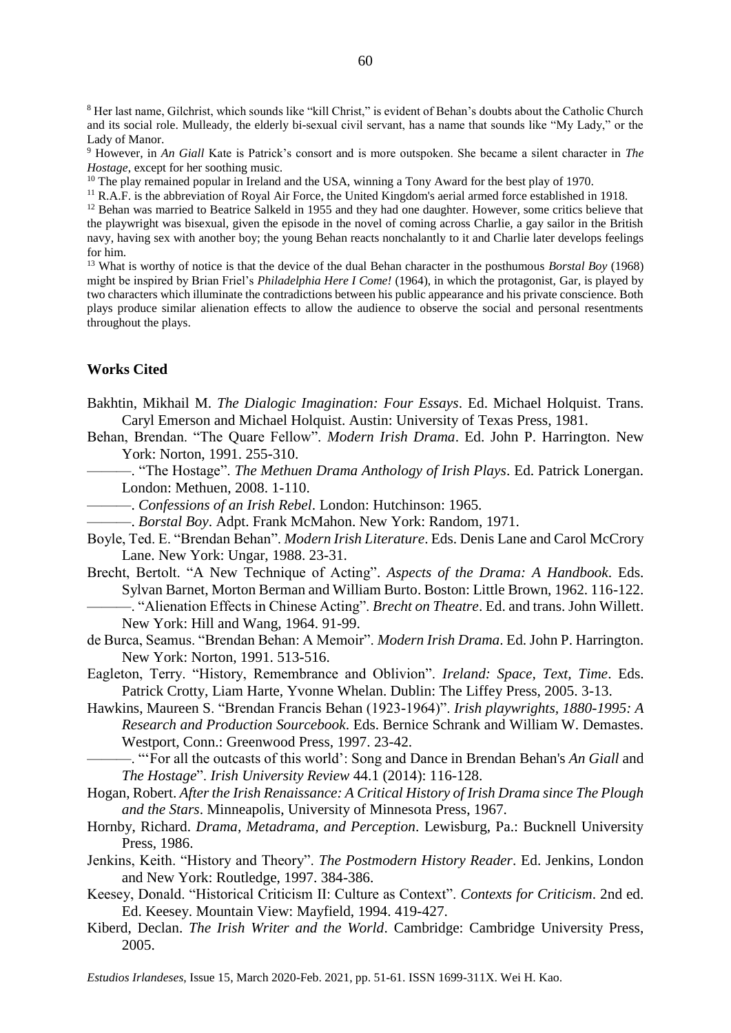[8] Her last name, Gilchrist, which sounds like "kill Christ," is evident of Behan's doubts about the Catholic Church and its social role. Mulleady, the elderly bi-sexual civil servant, has a name that sounds like "My Lady," or the Lady of Manor.

[9] However, in *An Giall* Kate is Patrick's consort and is more outspoken. She became a silent character in *The Hostage*, except for her soothing music.

[10] The play remained popular in Ireland and the USA, winning a Tony Award for the best play of 1970.

[11] R.A.F. is the abbreviation of Royal Air Force, the United Kingdom's aerial armed force established in 1918.

[12] Behan was married to Beatrice Salkeld in 1955 and they had one daughter. However, some critics believe that the playwright was bisexual, given the episode in the novel of coming across Charlie, a gay sailor in the British navy, having sex with another boy; the young Behan reacts nonchalantly to it and Charlie later develops feelings for him.

[13] What is worthy of notice is that the device of the dual Behan character in the posthumous *Borstal Boy* (1968) might be inspired by Brian Friel's *Philadelphia Here I Come!* (1964), in which the protagonist, Gar, is played by two characters which illuminate the contradictions between his public appearance and his private conscience. Both plays produce similar alienation effects to allow the audience to observe the social and personal resentments throughout the plays.

## Works Cited

Bakhtin, Mikhail M. *The Dialogic Imagination: Four Essays*. Ed. Michael Holquist. Trans. Caryl Emerson and Michael Holquist. Austin: University of Texas Press, 1981.

Behan, Brendan. "The Quare Fellow". *Modern Irish Drama*. Ed. John P. Harrington. New York: Norton, 1991. 255-310.

———. "The Hostage". *The Methuen Drama Anthology of Irish Plays*. Ed. Patrick Lonergan. London: Methuen, 2008. 1-110.

———. *Confessions of an Irish Rebel*. London: Hutchinson: 1965.

———. *Borstal Boy*. Adpt. Frank McMahon. New York: Random, 1971.

Boyle, Ted. E. "Brendan Behan". *Modern Irish Literature*. Eds. Denis Lane and Carol McCrory Lane. New York: Ungar, 1988. 23-31.

Brecht, Bertolt. "A New Technique of Acting". *Aspects of the Drama: A Handbook*. Eds. Sylvan Barnet, Morton Berman and William Burto. Boston: Little Brown, 1962. 116-122.

———. "Alienation Effects in Chinese Acting". *Brecht on Theatre*. Ed. and trans. John Willett. New York: Hill and Wang, 1964. 91-99.

de Burca, Seamus. "Brendan Behan: A Memoir". *Modern Irish Drama*. Ed. John P. Harrington. New York: Norton, 1991. 513-516.

Eagleton, Terry. "History, Remembrance and Oblivion". *Ireland: Space, Text, Time*. Eds. Patrick Crotty, Liam Harte, Yvonne Whelan. Dublin: The Liffey Press, 2005. 3-13.

Hawkins, Maureen S. "Brendan Francis Behan (1923-1964)". *Irish playwrights, 1880-1995: A Research and Production Sourcebook*. Eds. Bernice Schrank and William W. Demastes. Westport, Conn.: Greenwood Press, 1997. 23-42.

———. "'For all the outcasts of this world': Song and Dance in Brendan Behan's *An Giall* and *The Hostage*". *Irish University Review* 44.1 (2014): 116-128.

Hogan, Robert. *After the Irish Renaissance: A Critical History of Irish Drama since The Plough and the Stars*. Minneapolis, University of Minnesota Press, 1967.

Hornby, Richard. *Drama, Metadrama, and Perception*. Lewisburg, Pa.: Bucknell University Press, 1986.

Jenkins, Keith. "History and Theory". *The Postmodern History Reader*. Ed. Jenkins, London and New York: Routledge, 1997. 384-386.

Keesey, Donald. "Historical Criticism II: Culture as Context". *Contexts for Criticism*. 2nd ed. Ed. Keesey. Mountain View: Mayfield, 1994. 419-427.

Kiberd, Declan. *The Irish Writer and the World*. Cambridge: Cambridge University Press, 2005.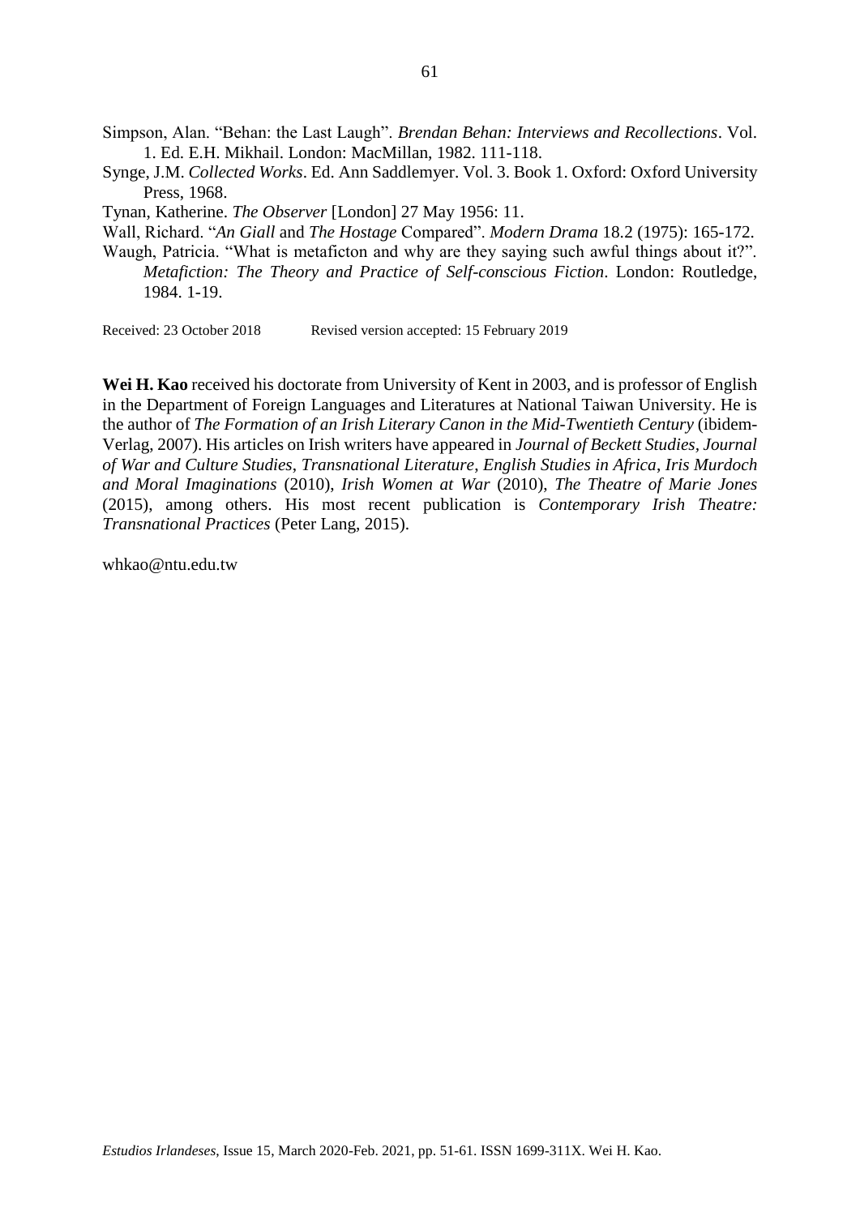Simpson, Alan. "Behan: the Last Laugh". *Brendan Behan: Interviews and Recollections*. Vol. 1. Ed. E.H. Mikhail. London: MacMillan, 1982. 111-118.

Synge, J.M. *Collected Works*. Ed. Ann Saddlemyer. Vol. 3. Book 1. Oxford: Oxford University Press, 1968.

Tynan, Katherine. *The Observer* [London] 27 May 1956: 11.

Wall, Richard. "*An Giall* and *The Hostage* Compared". *Modern Drama* 18.2 (1975): 165-172.

Waugh, Patricia. "What is metaficton and why are they saying such awful things about it?". *Metafiction: The Theory and Practice of Self-conscious Fiction*. London: Routledge, 1984. 1-19.

Received: 23 October 2018  Revised version accepted: 15 February 2019

**Wei H. Kao** received his doctorate from University of Kent in 2003, and is professor of English in the Department of Foreign Languages and Literatures at National Taiwan University. He is the author of *The Formation of an Irish Literary Canon in the Mid-Twentieth Century* (ibidem-Verlag, 2007). His articles on Irish writers have appeared in *Journal of Beckett Studies*, *Journal of War and Culture Studies*, *Transnational Literature*, *English Studies in Africa*, *Iris Murdoch and Moral Imaginations* (2010), *Irish Women at War* (2010), *The Theatre of Marie Jones* (2015), among others. His most recent publication is *Contemporary Irish Theatre: Transnational Practices* (Peter Lang, 2015).

whkao@ntu.edu.tw